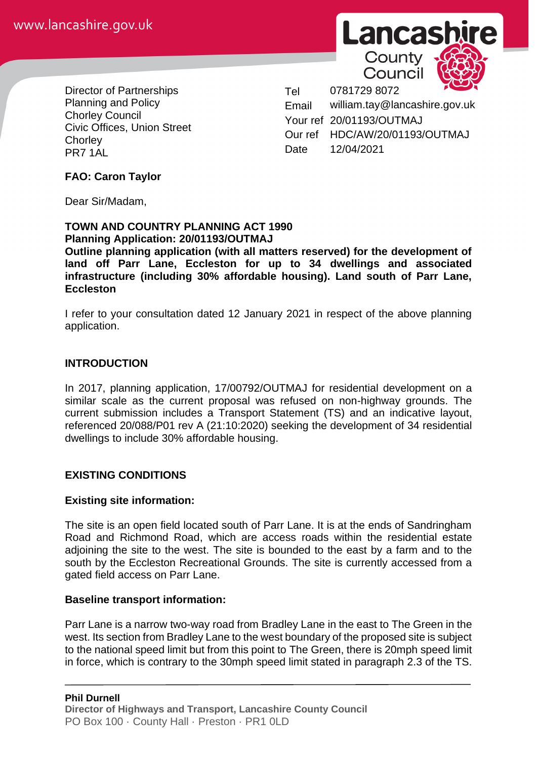www.lancashire.gov.uk

**Lancashire County Council**

Director of Partnerships
Planning and Policy
Chorley Council
Civic Offices, Union Street
Chorley
PR7 1AL

| | |
|---|---|
| Tel | 0781729 8072 |
| Email | william.tay@lancashire.gov.uk |
| Your ref | 20/01193/OUTMAJ |
| Our ref | HDC/AW/20/01193/OUTMAJ |
| Date | 12/04/2021 |

**FAO: Caron Taylor**

Dear Sir/Madam,

**TOWN AND COUNTRY PLANNING ACT 1990**
**Planning Application: 20/01193/OUTMAJ**
**Outline planning application (with all matters reserved) for the development of land off Parr Lane, Eccleston for up to 34 dwellings and associated infrastructure (including 30% affordable housing). Land south of Parr Lane, Eccleston**

I refer to your consultation dated 12 January 2021 in respect of the above planning application.

## INTRODUCTION

In 2017, planning application, 17/00792/OUTMAJ for residential development on a similar scale as the current proposal was refused on non-highway grounds. The current submission includes a Transport Statement (TS) and an indicative layout, referenced 20/088/P01 rev A (21:10:2020) seeking the development of 34 residential dwellings to include 30% affordable housing.

## EXISTING CONDITIONS

### Existing site information:

The site is an open field located south of Parr Lane. It is at the ends of Sandringham Road and Richmond Road, which are access roads within the residential estate adjoining the site to the west. The site is bounded to the east by a farm and to the south by the Eccleston Recreational Grounds. The site is currently accessed from a gated field access on Parr Lane.

### Baseline transport information:

Parr Lane is a narrow two-way road from Bradley Lane in the east to The Green in the west. Its section from Bradley Lane to the west boundary of the proposed site is subject to the national speed limit but from this point to The Green, there is 20mph speed limit in force, which is contrary to the 30mph speed limit stated in paragraph 2.3 of the TS.

**Phil Durnell**
**Director of Highways and Transport, Lancashire County Council**
PO Box 100 · County Hall · Preston · PR1 0LD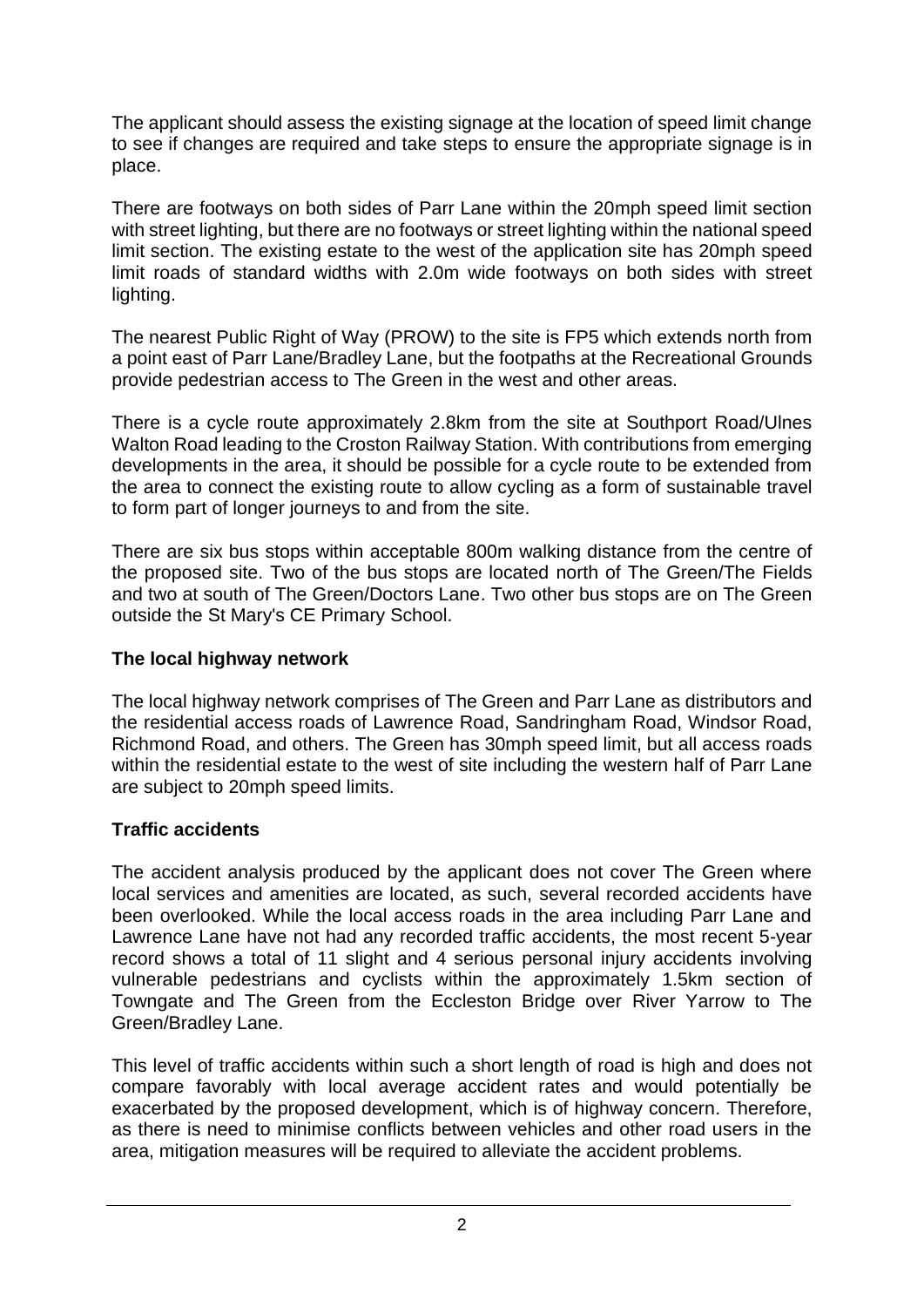The applicant should assess the existing signage at the location of speed limit change to see if changes are required and take steps to ensure the appropriate signage is in place.

There are footways on both sides of Parr Lane within the 20mph speed limit section with street lighting, but there are no footways or street lighting within the national speed limit section. The existing estate to the west of the application site has 20mph speed limit roads of standard widths with 2.0m wide footways on both sides with street lighting.

The nearest Public Right of Way (PROW) to the site is FP5 which extends north from a point east of Parr Lane/Bradley Lane, but the footpaths at the Recreational Grounds provide pedestrian access to The Green in the west and other areas.

There is a cycle route approximately 2.8km from the site at Southport Road/Ulnes Walton Road leading to the Croston Railway Station. With contributions from emerging developments in the area, it should be possible for a cycle route to be extended from the area to connect the existing route to allow cycling as a form of sustainable travel to form part of longer journeys to and from the site.

There are six bus stops within acceptable 800m walking distance from the centre of the proposed site. Two of the bus stops are located north of The Green/The Fields and two at south of The Green/Doctors Lane. Two other bus stops are on The Green outside the St Mary's CE Primary School.

**The local highway network**

The local highway network comprises of The Green and Parr Lane as distributors and the residential access roads of Lawrence Road, Sandringham Road, Windsor Road, Richmond Road, and others. The Green has 30mph speed limit, but all access roads within the residential estate to the west of site including the western half of Parr Lane are subject to 20mph speed limits.

**Traffic accidents**

The accident analysis produced by the applicant does not cover The Green where local services and amenities are located, as such, several recorded accidents have been overlooked. While the local access roads in the area including Parr Lane and Lawrence Lane have not had any recorded traffic accidents, the most recent 5-year record shows a total of 11 slight and 4 serious personal injury accidents involving vulnerable pedestrians and cyclists within the approximately 1.5km section of Towngate and The Green from the Eccleston Bridge over River Yarrow to The Green/Bradley Lane.

This level of traffic accidents within such a short length of road is high and does not compare favorably with local average accident rates and would potentially be exacerbated by the proposed development, which is of highway concern. Therefore, as there is need to minimise conflicts between vehicles and other road users in the area, mitigation measures will be required to alleviate the accident problems.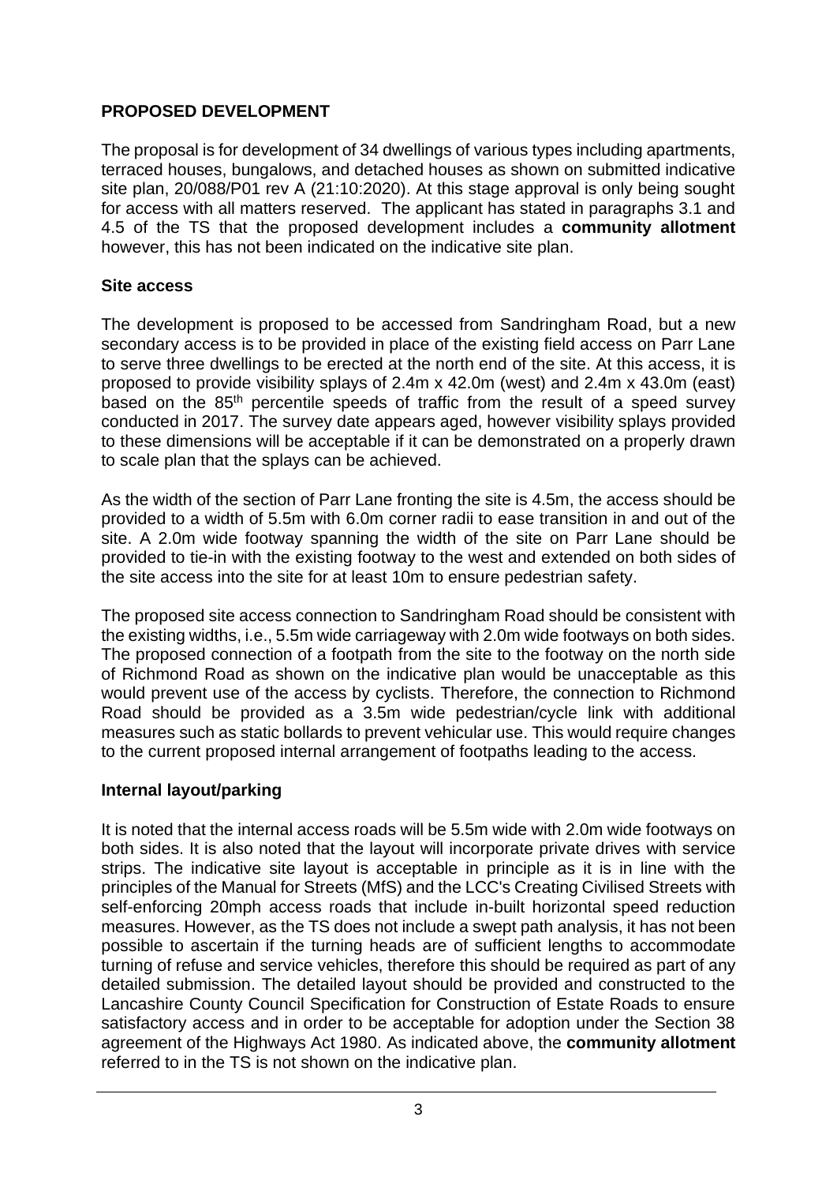## PROPOSED DEVELOPMENT

The proposal is for development of 34 dwellings of various types including apartments, terraced houses, bungalows, and detached houses as shown on submitted indicative site plan, 20/088/P01 rev A (21:10:2020). At this stage approval is only being sought for access with all matters reserved. The applicant has stated in paragraphs 3.1 and 4.5 of the TS that the proposed development includes a **community allotment** however, this has not been indicated on the indicative site plan.

### Site access

The development is proposed to be accessed from Sandringham Road, but a new secondary access is to be provided in place of the existing field access on Parr Lane to serve three dwellings to be erected at the north end of the site. At this access, it is proposed to provide visibility splays of 2.4m x 42.0m (west) and 2.4m x 43.0m (east) based on the 85th percentile speeds of traffic from the result of a speed survey conducted in 2017. The survey date appears aged, however visibility splays provided to these dimensions will be acceptable if it can be demonstrated on a properly drawn to scale plan that the splays can be achieved.

As the width of the section of Parr Lane fronting the site is 4.5m, the access should be provided to a width of 5.5m with 6.0m corner radii to ease transition in and out of the site. A 2.0m wide footway spanning the width of the site on Parr Lane should be provided to tie-in with the existing footway to the west and extended on both sides of the site access into the site for at least 10m to ensure pedestrian safety.

The proposed site access connection to Sandringham Road should be consistent with the existing widths, i.e., 5.5m wide carriageway with 2.0m wide footways on both sides. The proposed connection of a footpath from the site to the footway on the north side of Richmond Road as shown on the indicative plan would be unacceptable as this would prevent use of the access by cyclists. Therefore, the connection to Richmond Road should be provided as a 3.5m wide pedestrian/cycle link with additional measures such as static bollards to prevent vehicular use. This would require changes to the current proposed internal arrangement of footpaths leading to the access.

### Internal layout/parking

It is noted that the internal access roads will be 5.5m wide with 2.0m wide footways on both sides. It is also noted that the layout will incorporate private drives with service strips. The indicative site layout is acceptable in principle as it is in line with the principles of the Manual for Streets (MfS) and the LCC's Creating Civilised Streets with self-enforcing 20mph access roads that include in-built horizontal speed reduction measures. However, as the TS does not include a swept path analysis, it has not been possible to ascertain if the turning heads are of sufficient lengths to accommodate turning of refuse and service vehicles, therefore this should be required as part of any detailed submission. The detailed layout should be provided and constructed to the Lancashire County Council Specification for Construction of Estate Roads to ensure satisfactory access and in order to be acceptable for adoption under the Section 38 agreement of the Highways Act 1980. As indicated above, the **community allotment** referred to in the TS is not shown on the indicative plan.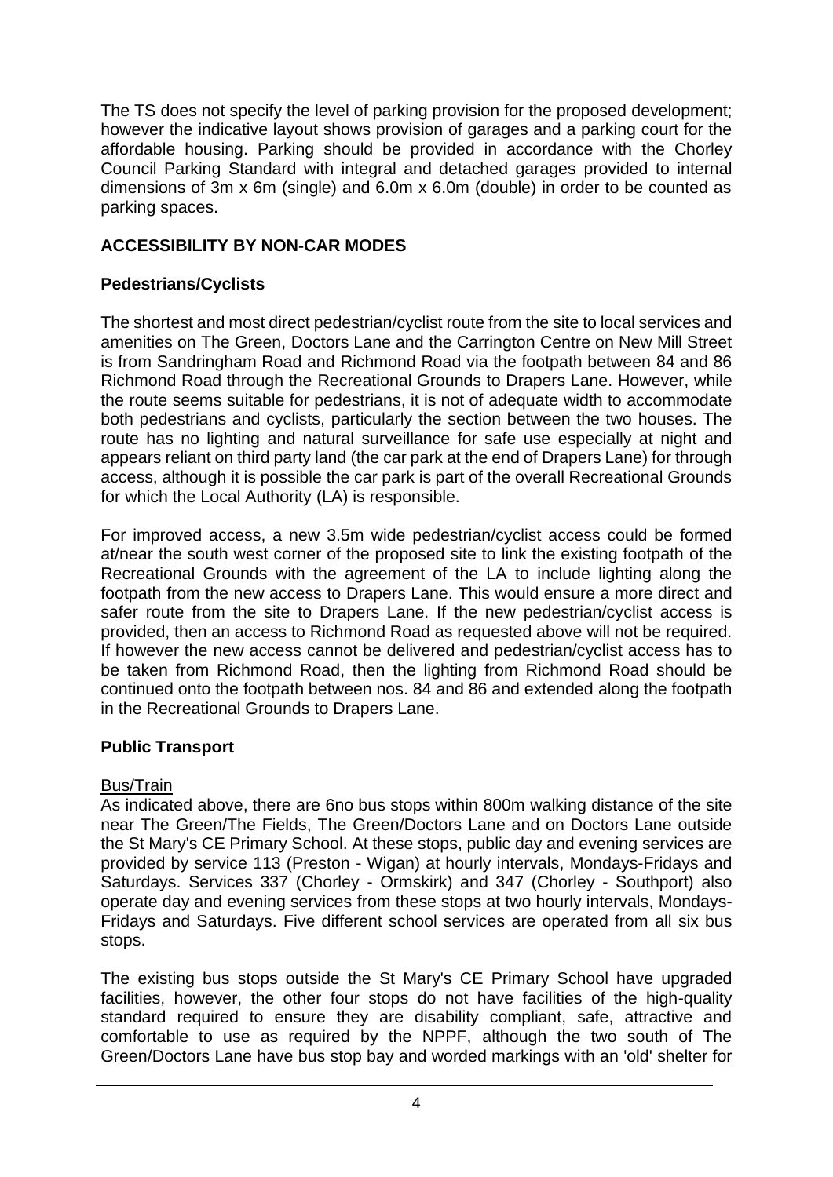The TS does not specify the level of parking provision for the proposed development; however the indicative layout shows provision of garages and a parking court for the affordable housing. Parking should be provided in accordance with the Chorley Council Parking Standard with integral and detached garages provided to internal dimensions of 3m x 6m (single) and 6.0m x 6.0m (double) in order to be counted as parking spaces.

## ACCESSIBILITY BY NON-CAR MODES

### Pedestrians/Cyclists

The shortest and most direct pedestrian/cyclist route from the site to local services and amenities on The Green, Doctors Lane and the Carrington Centre on New Mill Street is from Sandringham Road and Richmond Road via the footpath between 84 and 86 Richmond Road through the Recreational Grounds to Drapers Lane. However, while the route seems suitable for pedestrians, it is not of adequate width to accommodate both pedestrians and cyclists, particularly the section between the two houses. The route has no lighting and natural surveillance for safe use especially at night and appears reliant on third party land (the car park at the end of Drapers Lane) for through access, although it is possible the car park is part of the overall Recreational Grounds for which the Local Authority (LA) is responsible.

For improved access, a new 3.5m wide pedestrian/cyclist access could be formed at/near the south west corner of the proposed site to link the existing footpath of the Recreational Grounds with the agreement of the LA to include lighting along the footpath from the new access to Drapers Lane. This would ensure a more direct and safer route from the site to Drapers Lane. If the new pedestrian/cyclist access is provided, then an access to Richmond Road as requested above will not be required. If however the new access cannot be delivered and pedestrian/cyclist access has to be taken from Richmond Road, then the lighting from Richmond Road should be continued onto the footpath between nos. 84 and 86 and extended along the footpath in the Recreational Grounds to Drapers Lane.

### Public Transport

Bus/Train

As indicated above, there are 6no bus stops within 800m walking distance of the site near The Green/The Fields, The Green/Doctors Lane and on Doctors Lane outside the St Mary's CE Primary School. At these stops, public day and evening services are provided by service 113 (Preston - Wigan) at hourly intervals, Mondays-Fridays and Saturdays. Services 337 (Chorley - Ormskirk) and 347 (Chorley - Southport) also operate day and evening services from these stops at two hourly intervals, Mondays-Fridays and Saturdays. Five different school services are operated from all six bus stops.

The existing bus stops outside the St Mary's CE Primary School have upgraded facilities, however, the other four stops do not have facilities of the high-quality standard required to ensure they are disability compliant, safe, attractive and comfortable to use as required by the NPPF, although the two south of The Green/Doctors Lane have bus stop bay and worded markings with an 'old' shelter for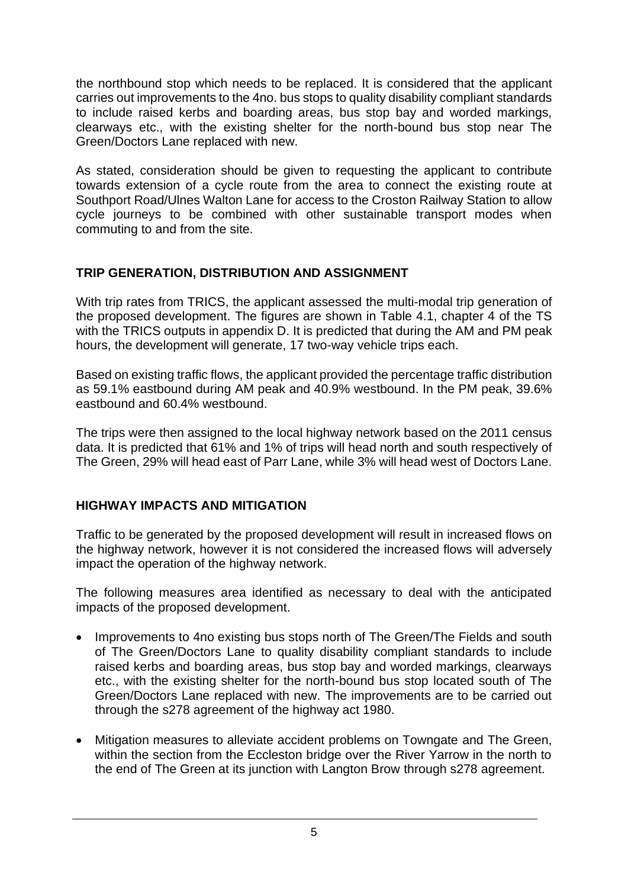the northbound stop which needs to be replaced. It is considered that the applicant carries out improvements to the 4no. bus stops to quality disability compliant standards to include raised kerbs and boarding areas, bus stop bay and worded markings, clearways etc., with the existing shelter for the north-bound bus stop near The Green/Doctors Lane replaced with new.

As stated, consideration should be given to requesting the applicant to contribute towards extension of a cycle route from the area to connect the existing route at Southport Road/Ulnes Walton Lane for access to the Croston Railway Station to allow cycle journeys to be combined with other sustainable transport modes when commuting to and from the site.

## TRIP GENERATION, DISTRIBUTION AND ASSIGNMENT

With trip rates from TRICS, the applicant assessed the multi-modal trip generation of the proposed development. The figures are shown in Table 4.1, chapter 4 of the TS with the TRICS outputs in appendix D. It is predicted that during the AM and PM peak hours, the development will generate, 17 two-way vehicle trips each.

Based on existing traffic flows, the applicant provided the percentage traffic distribution as 59.1% eastbound during AM peak and 40.9% westbound. In the PM peak, 39.6% eastbound and 60.4% westbound.

The trips were then assigned to the local highway network based on the 2011 census data. It is predicted that 61% and 1% of trips will head north and south respectively of The Green, 29% will head east of Parr Lane, while 3% will head west of Doctors Lane.

## HIGHWAY IMPACTS AND MITIGATION

Traffic to be generated by the proposed development will result in increased flows on the highway network, however it is not considered the increased flows will adversely impact the operation of the highway network.

The following measures area identified as necessary to deal with the anticipated impacts of the proposed development.

- Improvements to 4no existing bus stops north of The Green/The Fields and south of The Green/Doctors Lane to quality disability compliant standards to include raised kerbs and boarding areas, bus stop bay and worded markings, clearways etc., with the existing shelter for the north-bound bus stop located south of The Green/Doctors Lane replaced with new. The improvements are to be carried out through the s278 agreement of the highway act 1980.
- Mitigation measures to alleviate accident problems on Towngate and The Green, within the section from the Eccleston bridge over the River Yarrow in the north to the end of The Green at its junction with Langton Brow through s278 agreement.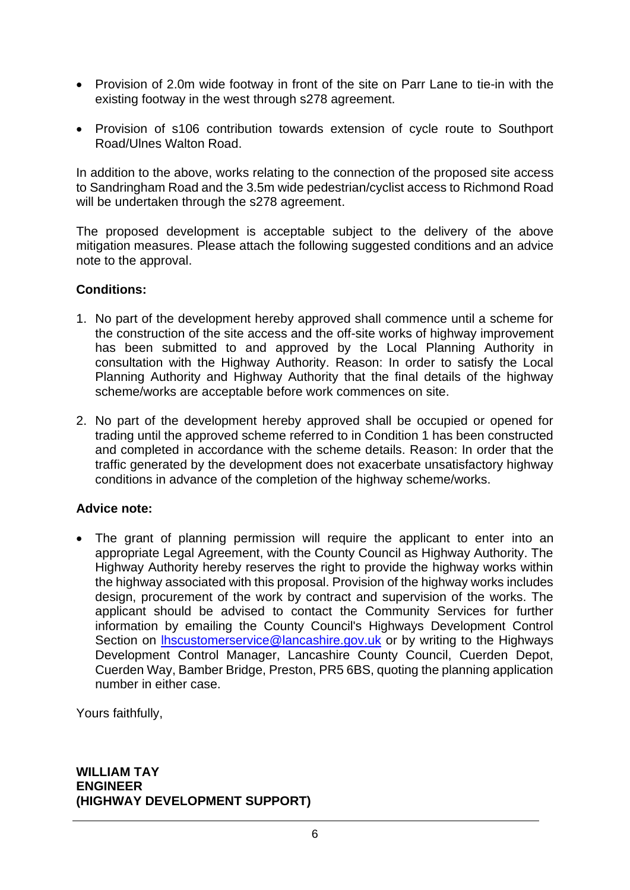- Provision of 2.0m wide footway in front of the site on Parr Lane to tie-in with the existing footway in the west through s278 agreement.
- Provision of s106 contribution towards extension of cycle route to Southport Road/Ulnes Walton Road.

In addition to the above, works relating to the connection of the proposed site access to Sandringham Road and the 3.5m wide pedestrian/cyclist access to Richmond Road will be undertaken through the s278 agreement.

The proposed development is acceptable subject to the delivery of the above mitigation measures. Please attach the following suggested conditions and an advice note to the approval.

**Conditions:**

1. No part of the development hereby approved shall commence until a scheme for the construction of the site access and the off-site works of highway improvement has been submitted to and approved by the Local Planning Authority in consultation with the Highway Authority. Reason: In order to satisfy the Local Planning Authority and Highway Authority that the final details of the highway scheme/works are acceptable before work commences on site.
2. No part of the development hereby approved shall be occupied or opened for trading until the approved scheme referred to in Condition 1 has been constructed and completed in accordance with the scheme details. Reason: In order that the traffic generated by the development does not exacerbate unsatisfactory highway conditions in advance of the completion of the highway scheme/works.

**Advice note:**

- The grant of planning permission will require the applicant to enter into an appropriate Legal Agreement, with the County Council as Highway Authority. The Highway Authority hereby reserves the right to provide the highway works within the highway associated with this proposal. Provision of the highway works includes design, procurement of the work by contract and supervision of the works. The applicant should be advised to contact the Community Services for further information by emailing the County Council's Highways Development Control Section on lhscustomerservice@lancashire.gov.uk or by writing to the Highways Development Control Manager, Lancashire County Council, Cuerden Depot, Cuerden Way, Bamber Bridge, Preston, PR5 6BS, quoting the planning application number in either case.

Yours faithfully,

**WILLIAM TAY**
**ENGINEER**
**(HIGHWAY DEVELOPMENT SUPPORT)**